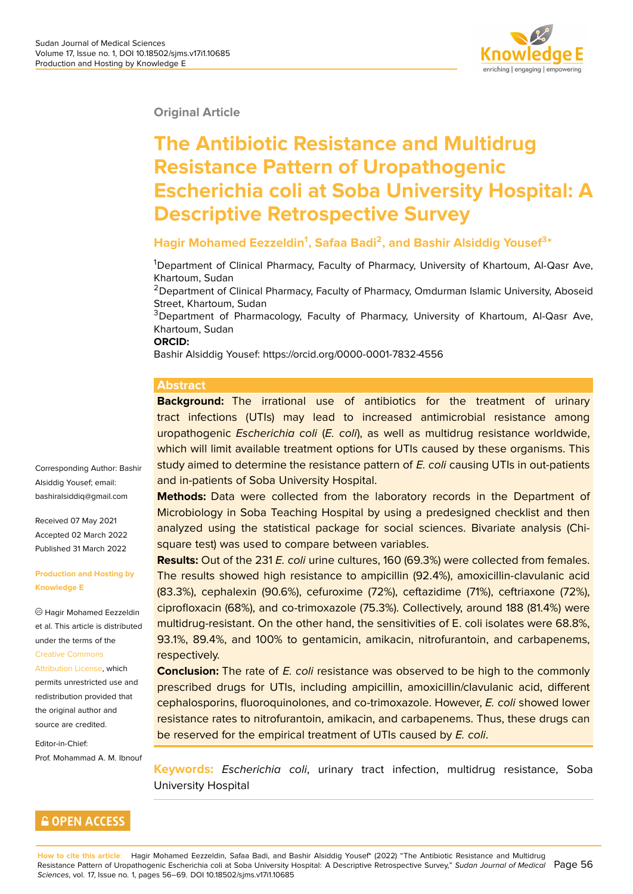Original Article

# The Antibiotic Resistance and Multidrug Resistance Pattern of Uropathogenic Escherichia coli at Soba University Hospital: A Descriptive Retrospective Survey

**Hagir Mohamed Eezzeldin[1], Safaa Badi[2], and Bashir Alsiddig Yousef[3]***

[1]Department of Clinical Pharmacy, Faculty of Pharmacy, University of Khartoum, Al-Qasr Ave, Khartoum, Sudan

[2]Department of Clinical Pharmacy, Faculty of Pharmacy, Omdurman Islamic University, Aboseid Street, Khartoum, Sudan

[3]Department of Pharmacology, Faculty of Pharmacy, University of Khartoum, Al-Qasr Ave, Khartoum, Sudan

**ORCID:**

Bashir Alsiddig Yousef: https://orcid.org/0000-0001-7832-4556

Corresponding Author: Bashir Alsiddig Yousef; email: bashiralsiddiq@gmail.com

Received 07 May 2021
Accepted 02 March 2022
Published 31 March 2022

**Production and Hosting by Knowledge E**

© Hagir Mohamed Eezzeldin et al. This article is distributed under the terms of the Creative Commons Attribution License, which permits unrestricted use and redistribution provided that the original author and source are credited.

Editor-in-Chief:
Prof. Mohammad A. M. Ibnouf

## Abstract

**Background:** The irrational use of antibiotics for the treatment of urinary tract infections (UTIs) may lead to increased antimicrobial resistance among uropathogenic *Escherichia coli* (*E. coli*), as well as multidrug resistance worldwide, which will limit available treatment options for UTIs caused by these organisms. This study aimed to determine the resistance pattern of *E. coli* causing UTIs in out-patients and in-patients of Soba University Hospital.

**Methods:** Data were collected from the laboratory records in the Department of Microbiology in Soba Teaching Hospital by using a predesigned checklist and then analyzed using the statistical package for social sciences. Bivariate analysis (Chi-square test) was used to compare between variables.

**Results:** Out of the 231 *E. coli* urine cultures, 160 (69.3%) were collected from females. The results showed high resistance to ampicillin (92.4%), amoxicillin-clavulanic acid (83.3%), cephalexin (90.6%), cefuroxime (72%), ceftazidime (71%), ceftriaxone (72%), ciprofloxacin (68%), and co-trimoxazole (75.3%). Collectively, around 188 (81.4%) were multidrug-resistant. On the other hand, the sensitivities of E. coli isolates were 68.8%, 93.1%, 89.4%, and 100% to gentamicin, amikacin, nitrofurantoin, and carbapenems, respectively.

**Conclusion:** The rate of *E. coli* resistance was observed to be high to the commonly prescribed drugs for UTIs, including ampicillin, amoxicillin/clavulanic acid, different cephalosporins, fluoroquinolones, and co-trimoxazole. However, *E. coli* showed lower resistance rates to nitrofurantoin, amikacin, and carbapenems. Thus, these drugs can be reserved for the empirical treatment of UTIs caused by *E. coli*.

**Keywords:** *Escherichia coli*, urinary tract infection, multidrug resistance, Soba University Hospital

OPEN ACCESS

**How to cite this article**: Hagir Mohamed Eezzeldin, Safaa Badi, and Bashir Alsiddig Yousef* (2022) "The Antibiotic Resistance and Multidrug Resistance Pattern of Uropathogenic Escherichia coli at Soba University Hospital: A Descriptive Retrospective Survey," *Sudan Journal of Medical Sciences*, vol. 17, Issue no. 1, pages 56–69. DOI 10.18502/sjms.v17i1.10685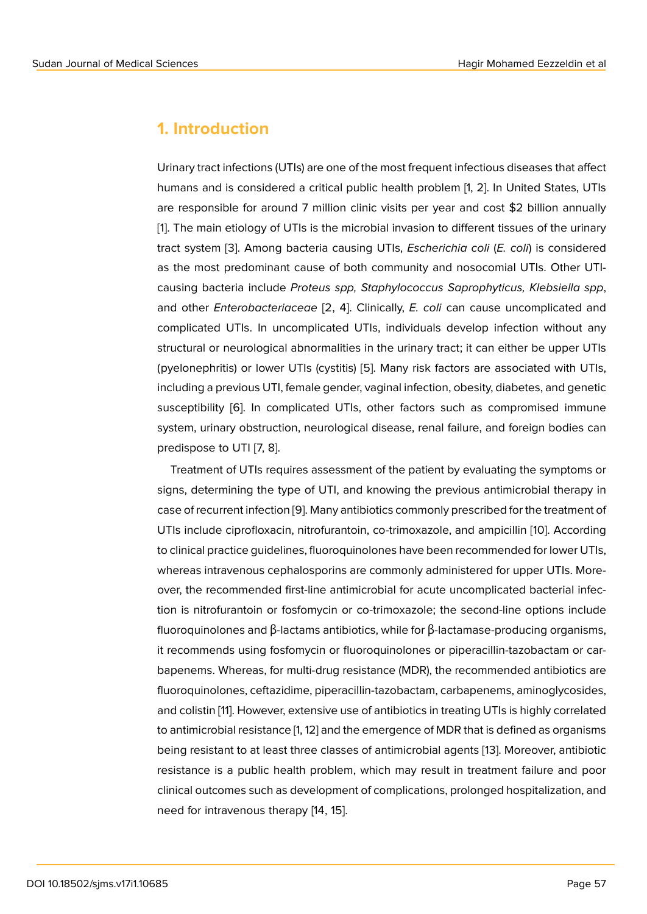## 1. Introduction

Urinary tract infections (UTIs) are one of the most frequent infectious diseases that affect humans and is considered a critical public health problem [1, 2]. In United States, UTIs are responsible for around 7 million clinic visits per year and cost $2 billion annually [1]. The main etiology of UTIs is the microbial invasion to different tissues of the urinary tract system [3]. Among bacteria causing UTIs, *Escherichia coli* (*E. coli*) is considered as the most predominant cause of both community and nosocomial UTIs. Other UTI-causing bacteria include *Proteus spp, Staphylococcus Saprophyticus, Klebsiella spp*, and other *Enterobacteriaceae* [2, 4]. Clinically, *E. coli* can cause uncomplicated and complicated UTIs. In uncomplicated UTIs, individuals develop infection without any structural or neurological abnormalities in the urinary tract; it can either be upper UTIs (pyelonephritis) or lower UTIs (cystitis) [5]. Many risk factors are associated with UTIs, including a previous UTI, female gender, vaginal infection, obesity, diabetes, and genetic susceptibility [6]. In complicated UTIs, other factors such as compromised immune system, urinary obstruction, neurological disease, renal failure, and foreign bodies can predispose to UTI [7, 8].

Treatment of UTIs requires assessment of the patient by evaluating the symptoms or signs, determining the type of UTI, and knowing the previous antimicrobial therapy in case of recurrent infection [9]. Many antibiotics commonly prescribed for the treatment of UTIs include ciprofloxacin, nitrofurantoin, co-trimoxazole, and ampicillin [10]. According to clinical practice guidelines, fluoroquinolones have been recommended for lower UTIs, whereas intravenous cephalosporins are commonly administered for upper UTIs. Moreover, the recommended first-line antimicrobial for acute uncomplicated bacterial infection is nitrofurantoin or fosfomycin or co-trimoxazole; the second-line options include fluoroquinolones and β-lactams antibiotics, while for β-lactamase-producing organisms, it recommends using fosfomycin or fluoroquinolones or piperacillin-tazobactam or carbapenems. Whereas, for multi-drug resistance (MDR), the recommended antibiotics are fluoroquinolones, ceftazidime, piperacillin-tazobactam, carbapenems, aminoglycosides, and colistin [11]. However, extensive use of antibiotics in treating UTIs is highly correlated to antimicrobial resistance [1, 12] and the emergence of MDR that is defined as organisms being resistant to at least three classes of antimicrobial agents [13]. Moreover, antibiotic resistance is a public health problem, which may result in treatment failure and poor clinical outcomes such as development of complications, prolonged hospitalization, and need for intravenous therapy [14, 15].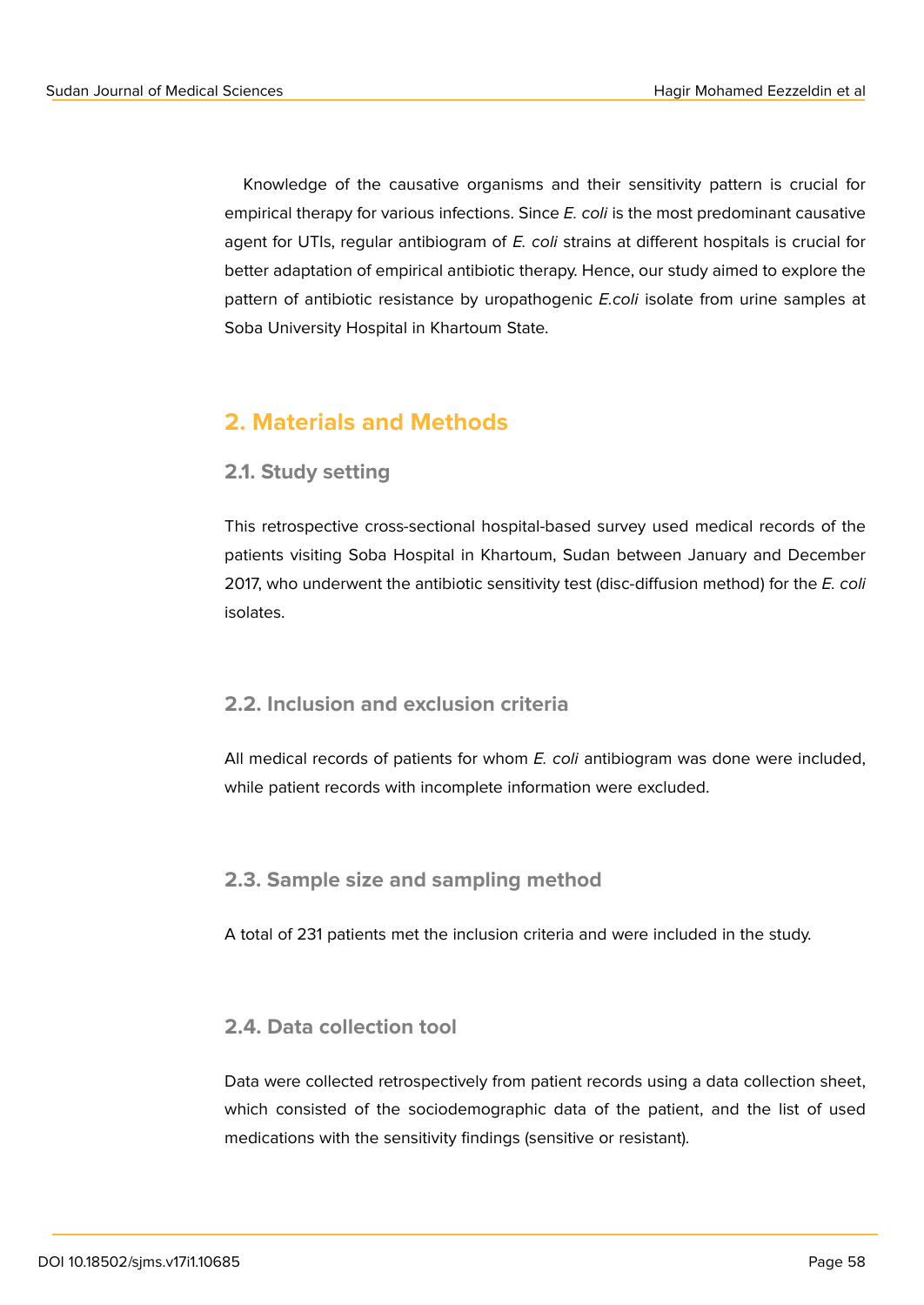Knowledge of the causative organisms and their sensitivity pattern is crucial for empirical therapy for various infections. Since *E. coli* is the most predominant causative agent for UTIs, regular antibiogram of *E. coli* strains at different hospitals is crucial for better adaptation of empirical antibiotic therapy. Hence, our study aimed to explore the pattern of antibiotic resistance by uropathogenic *E.coli* isolate from urine samples at Soba University Hospital in Khartoum State.

## 2. Materials and Methods

### 2.1. Study setting

This retrospective cross-sectional hospital-based survey used medical records of the patients visiting Soba Hospital in Khartoum, Sudan between January and December 2017, who underwent the antibiotic sensitivity test (disc-diffusion method) for the *E. coli* isolates.

### 2.2. Inclusion and exclusion criteria

All medical records of patients for whom *E. coli* antibiogram was done were included, while patient records with incomplete information were excluded.

### 2.3. Sample size and sampling method

A total of 231 patients met the inclusion criteria and were included in the study.

### 2.4. Data collection tool

Data were collected retrospectively from patient records using a data collection sheet, which consisted of the sociodemographic data of the patient, and the list of used medications with the sensitivity findings (sensitive or resistant).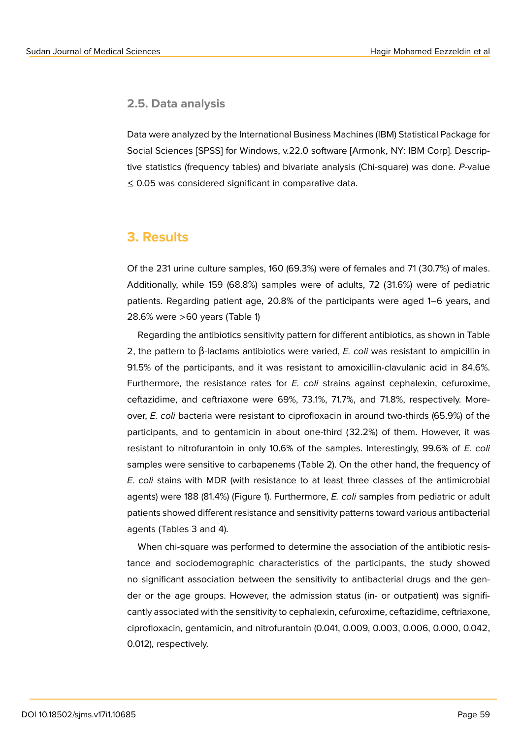### 2.5. Data analysis

Data were analyzed by the International Business Machines (IBM) Statistical Package for Social Sciences [SPSS] for Windows, v.22.0 software [Armonk, NY: IBM Corp]. Descriptive statistics (frequency tables) and bivariate analysis (Chi-square) was done. *P*-value $\leq$ 0.05 was considered significant in comparative data.

## 3. Results

Of the 231 urine culture samples, 160 (69.3%) were of females and 71 (30.7%) of males. Additionally, while 159 (68.8%) samples were of adults, 72 (31.6%) were of pediatric patients. Regarding patient age, 20.8% of the participants were aged 1–6 years, and 28.6% were >60 years (Table 1)

Regarding the antibiotics sensitivity pattern for different antibiotics, as shown in Table 2, the pattern to β-lactams antibiotics were varied, *E. coli* was resistant to ampicillin in 91.5% of the participants, and it was resistant to amoxicillin-clavulanic acid in 84.6%. Furthermore, the resistance rates for *E. coli* strains against cephalexin, cefuroxime, ceftazidime, and ceftriaxone were 69%, 73.1%, 71.7%, and 71.8%, respectively. Moreover, *E. coli* bacteria were resistant to ciprofloxacin in around two-thirds (65.9%) of the participants, and to gentamicin in about one-third (32.2%) of them. However, it was resistant to nitrofurantoin in only 10.6% of the samples. Interestingly, 99.6% of *E. coli* samples were sensitive to carbapenems (Table 2). On the other hand, the frequency of *E. coli* stains with MDR (with resistance to at least three classes of the antimicrobial agents) were 188 (81.4%) (Figure 1). Furthermore, *E. coli* samples from pediatric or adult patients showed different resistance and sensitivity patterns toward various antibacterial agents (Tables 3 and 4).

When chi-square was performed to determine the association of the antibiotic resistance and sociodemographic characteristics of the participants, the study showed no significant association between the sensitivity to antibacterial drugs and the gender or the age groups. However, the admission status (in- or outpatient) was significantly associated with the sensitivity to cephalexin, cefuroxime, ceftazidime, ceftriaxone, ciprofloxacin, gentamicin, and nitrofurantoin (0.041, 0.009, 0.003, 0.006, 0.000, 0.042, 0.012), respectively.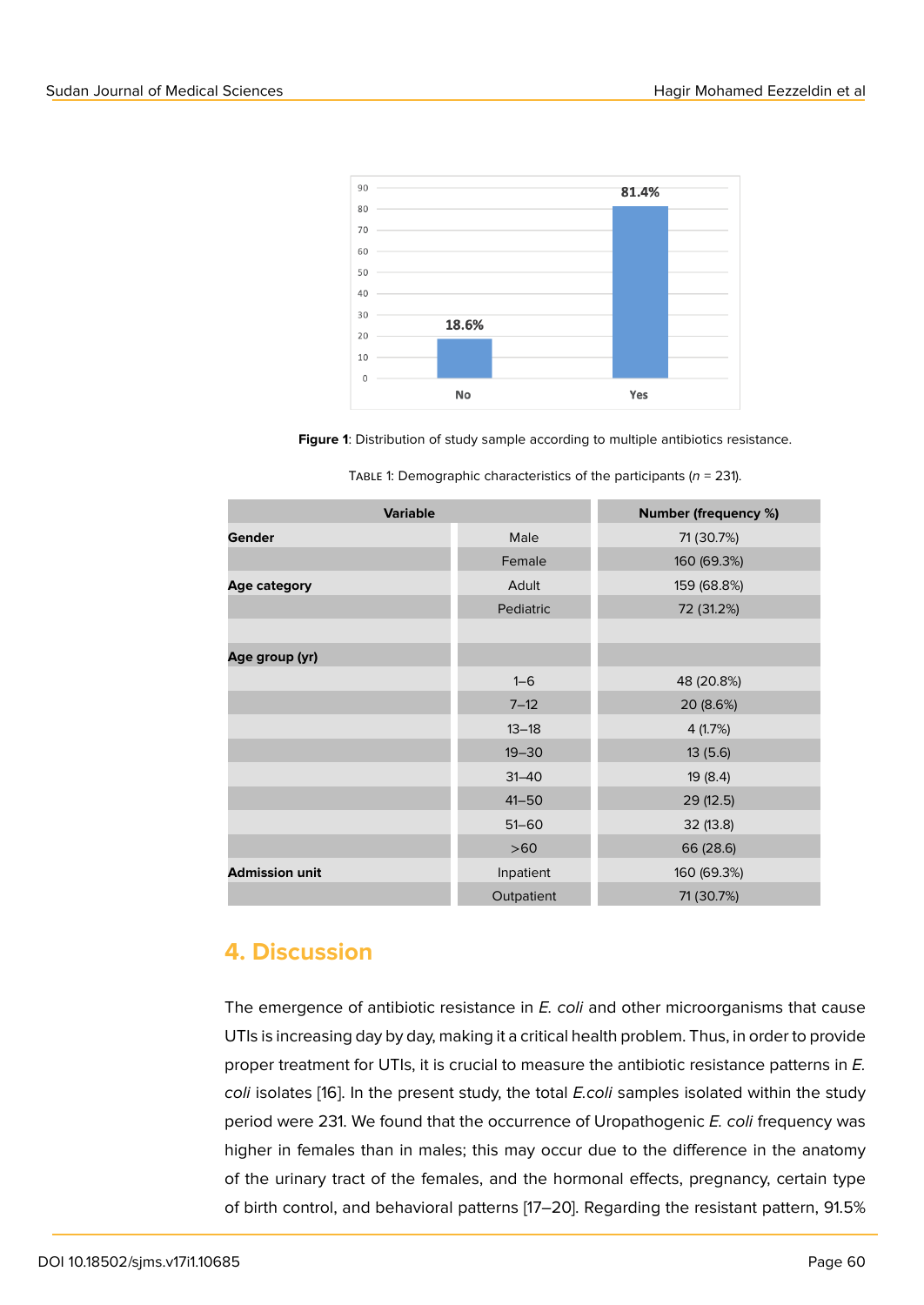**Figure 1**: Distribution of study sample according to multiple antibiotics resistance.

TABLE 1: Demographic characteristics of the participants (*n* = 231).

| Variable | | Number (frequency %) |
|---|---|---|
| **Gender** | Male | 71 (30.7%) |
| | Female | 160 (69.3%) |
| **Age category** | Adult | 159 (68.8%) |
| | Pediatric | 72 (31.2%) |
| | | |
| **Age group (yr)** | | |
| | 1–6 | 48 (20.8%) |
| | 7–12 | 20 (8.6%) |
| | 13–18 | 4 (1.7%) |
| | 19–30 | 13 (5.6) |
| | 31–40 | 19 (8.4) |
| | 41–50 | 29 (12.5) |
| | 51–60 | 32 (13.8) |
| | >60 | 66 (28.6) |
| **Admission unit** | Inpatient | 160 (69.3%) |
| | Outpatient | 71 (30.7%) |

## 4. Discussion

The emergence of antibiotic resistance in *E. coli* and other microorganisms that cause UTIs is increasing day by day, making it a critical health problem. Thus, in order to provide proper treatment for UTIs, it is crucial to measure the antibiotic resistance patterns in *E. coli* isolates [16]. In the present study, the total *E.coli* samples isolated within the study period were 231. We found that the occurrence of Uropathogenic *E. coli* frequency was higher in females than in males; this may occur due to the difference in the anatomy of the urinary tract of the females, and the hormonal effects, pregnancy, certain type of birth control, and behavioral patterns [17–20]. Regarding the resistant pattern, 91.5%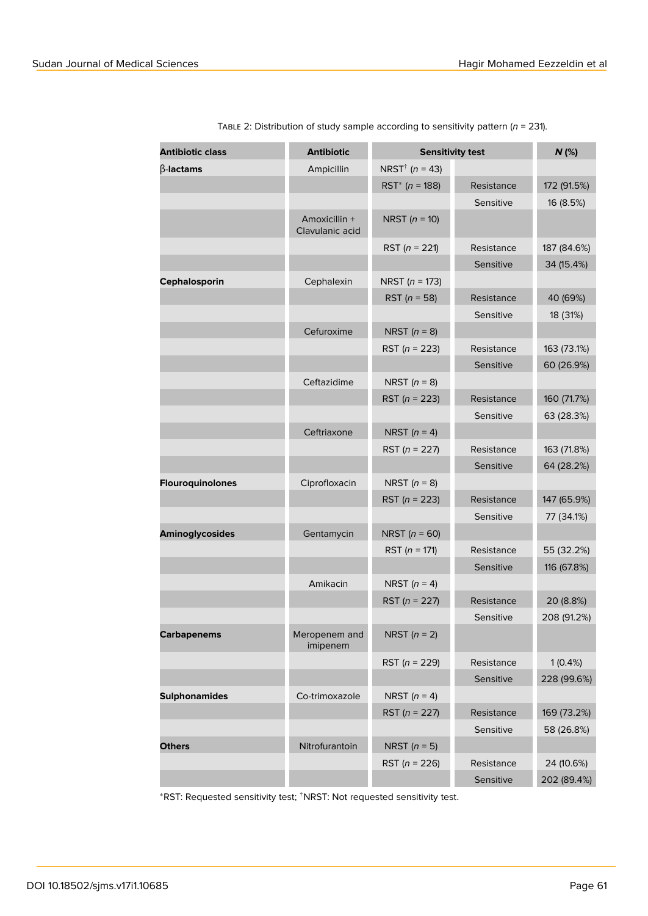Table 2: Distribution of study sample according to sensitivity pattern ($n$ = 231).

| Antibiotic class | Antibiotic | Sensitivity test | | ***N* (%)** |
|---|---|---|---|---|
| **β-lactams** | Ampicillin | NRST[†] ($n$ = 43) | | |
| | | RST[*] ($n$ = 188) | Resistance | 172 (91.5%) |
| | | | Sensitive | 16 (8.5%) |
| | Amoxicillin + Clavulanic acid | NRST ($n$ = 10) | | |
| | | RST ($n$ = 221) | Resistance | 187 (84.6%) |
| | | | Sensitive | 34 (15.4%) |
| **Cephalosporin** | Cephalexin | NRST ($n$ = 173) | | |
| | | RST ($n$ = 58) | Resistance | 40 (69%) |
| | | | Sensitive | 18 (31%) |
| | Cefuroxime | NRST ($n$ = 8) | | |
| | | RST ($n$ = 223) | Resistance | 163 (73.1%) |
| | | | Sensitive | 60 (26.9%) |
| | Ceftazidime | NRST ($n$ = 8) | | |
| | | RST ($n$ = 223) | Resistance | 160 (71.7%) |
| | | | Sensitive | 63 (28.3%) |
| | Ceftriaxone | NRST ($n$ = 4) | | |
| | | RST ($n$ = 227) | Resistance | 163 (71.8%) |
| | | | Sensitive | 64 (28.2%) |
| **Flouroquinolones** | Ciprofloxacin | NRST ($n$ = 8) | | |
| | | RST ($n$ = 223) | Resistance | 147 (65.9%) |
| | | | Sensitive | 77 (34.1%) |
| **Aminoglycosides** | Gentamycin | NRST ($n$ = 60) | | |
| | | RST ($n$ = 171) | Resistance | 55 (32.2%) |
| | | | Sensitive | 116 (67.8%) |
| | Amikacin | NRST ($n$ = 4) | | |
| | | RST ($n$ = 227) | Resistance | 20 (8.8%) |
| | | | Sensitive | 208 (91.2%) |
| **Carbapenems** | Meropenem and imipenem | NRST ($n$ = 2) | | |
| | | RST ($n$ = 229) | Resistance | 1 (0.4%) |
| | | | Sensitive | 228 (99.6%) |
| **Sulphonamides** | Co-trimoxazole | NRST ($n$ = 4) | | |
| | | RST ($n$ = 227) | Resistance | 169 (73.2%) |
| | | | Sensitive | 58 (26.8%) |
| **Others** | Nitrofurantoin | NRST ($n$ = 5) | | |
| | | RST ($n$ = 226) | Resistance | 24 (10.6%) |
| | | | Sensitive | 202 (89.4%) |

[*]RST: Requested sensitivity test; [†]NRST: Not requested sensitivity test.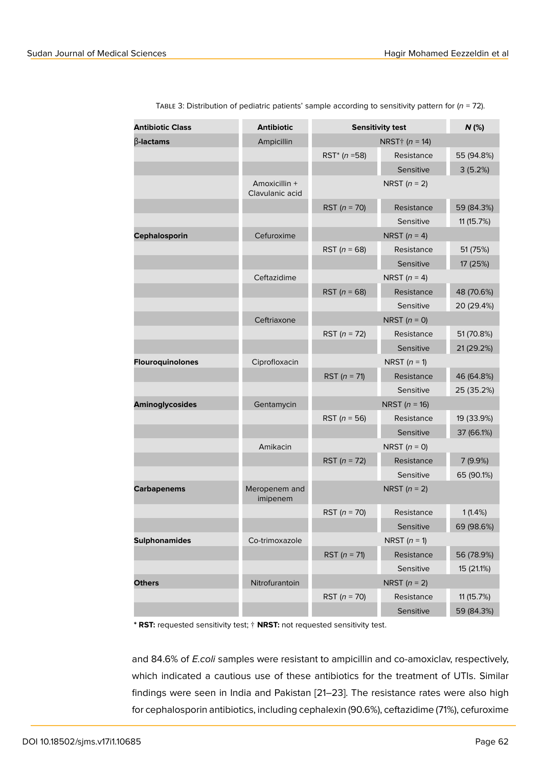TABLE 3: Distribution of pediatric patients' sample according to sensitivity pattern for ($n$ = 72).

| Antibiotic Class | Antibiotic | Sensitivity test | | *N* (%) |
|---|---|---|---|---|
| **β-lactams** | Ampicillin | NRST† ($n$ = 14) | | |
| | | RST* ($n$ =58) | Resistance | 55 (94.8%) |
| | | | Sensitive | 3 (5.2%) |
| | Amoxicillin + Clavulanic acid | NRST ($n$ = 2) | | |
| | | RST ($n$ = 70) | Resistance | 59 (84.3%) |
| | | | Sensitive | 11 (15.7%) |
| **Cephalosporin** | Cefuroxime | NRST ($n$ = 4) | | |
| | | RST ($n$ = 68) | Resistance | 51 (75%) |
| | | | Sensitive | 17 (25%) |
| | Ceftazidime | NRST ($n$ = 4) | | |
| | | RST ($n$ = 68) | Resistance | 48 (70.6%) |
| | | | Sensitive | 20 (29.4%) |
| | Ceftriaxone | NRST ($n$ = 0) | | |
| | | RST ($n$ = 72) | Resistance | 51 (70.8%) |
| | | | Sensitive | 21 (29.2%) |
| **Flouroquinolones** | Ciprofloxacin | NRST ($n$ = 1) | | |
| | | RST ($n$ = 71) | Resistance | 46 (64.8%) |
| | | | Sensitive | 25 (35.2%) |
| **Aminoglycosides** | Gentamycin | NRST ($n$ = 16) | | |
| | | RST ($n$ = 56) | Resistance | 19 (33.9%) |
| | | | Sensitive | 37 (66.1%) |
| | Amikacin | NRST ($n$ = 0) | | |
| | | RST ($n$ = 72) | Resistance | 7 (9.9%) |
| | | | Sensitive | 65 (90.1%) |
| **Carbapenems** | Meropenem and imipenem | NRST ($n$ = 2) | | |
| | | RST ($n$ = 70) | Resistance | 1 (1.4%) |
| | | | Sensitive | 69 (98.6%) |
| **Sulphonamides** | Co-trimoxazole | NRST ($n$ = 1) | | |
| | | RST ($n$ = 71) | Resistance | 56 (78.9%) |
| | | | Sensitive | 15 (21.1%) |
| **Others** | Nitrofurantoin | NRST ($n$ = 2) | | |
| | | RST ($n$ = 70) | Resistance | 11 (15.7%) |
| | | | Sensitive | 59 (84.3%) |

* **RST:** requested sensitivity test; † **NRST:** not requested sensitivity test.

and 84.6% of *E.coli* samples were resistant to ampicillin and co-amoxiclav, respectively, which indicated a cautious use of these antibiotics for the treatment of UTIs. Similar findings were seen in India and Pakistan [21–23]. The resistance rates were also high for cephalosporin antibiotics, including cephalexin (90.6%), ceftazidime (71%), cefuroxime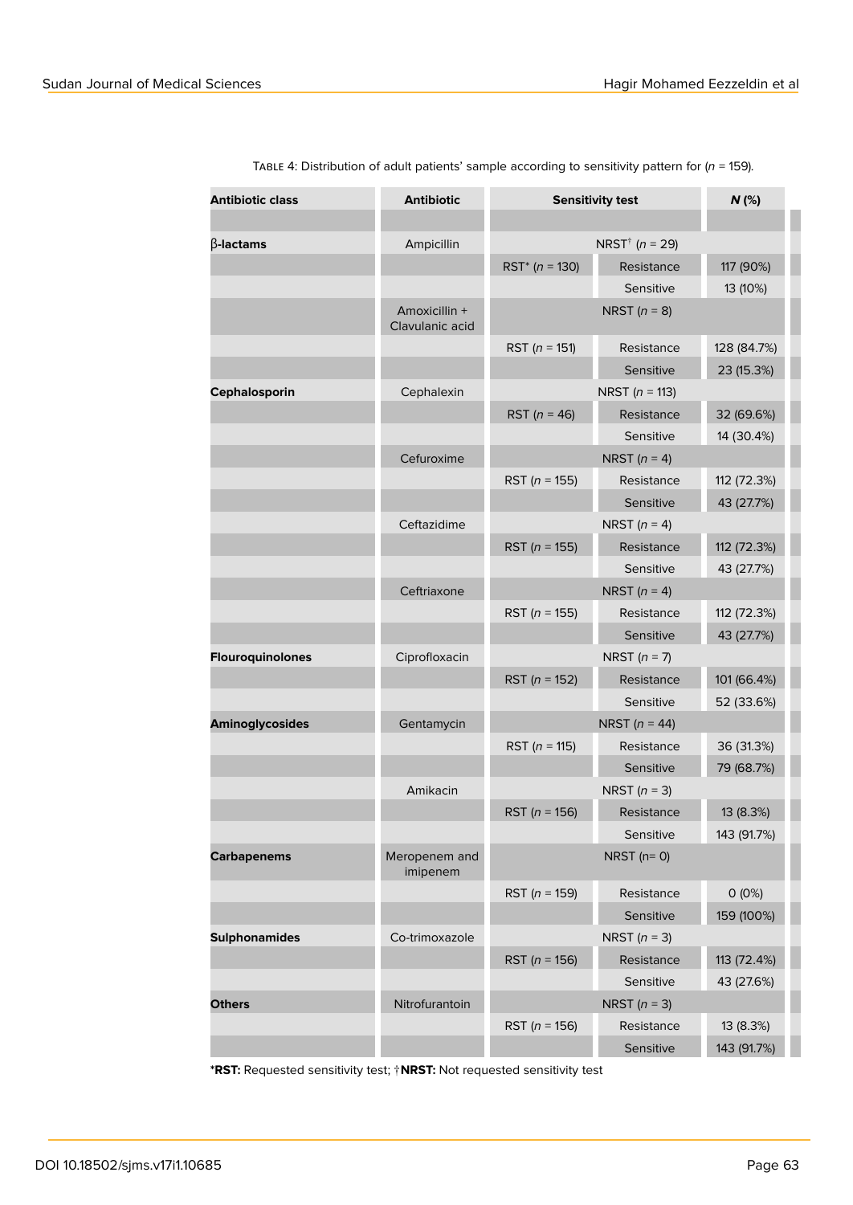TABLE 4: Distribution of adult patients' sample according to sensitivity pattern for ($n$ = 159).

| Antibiotic class | Antibiotic | Sensitivity test | | N (%) |
|---|---|---|---|---|
| | | | | |
| **β-lactams** | Ampicillin | NRST[†] ($n$ = 29) | | |
| | | RST* ($n$ = 130) | Resistance | 117 (90%) |
| | | | Sensitive | 13 (10%) |
| | Amoxicillin + Clavulanic acid | NRST ($n$ = 8) | | |
| | | RST ($n$ = 151) | Resistance | 128 (84.7%) |
| | | | Sensitive | 23 (15.3%) |
| **Cephalosporin** | Cephalexin | NRST ($n$ = 113) | | |
| | | RST ($n$ = 46) | Resistance | 32 (69.6%) |
| | | | Sensitive | 14 (30.4%) |
| | Cefuroxime | NRST ($n$ = 4) | | |
| | | RST ($n$ = 155) | Resistance | 112 (72.3%) |
| | | | Sensitive | 43 (27.7%) |
| | Ceftazidime | NRST ($n$ = 4) | | |
| | | RST ($n$ = 155) | Resistance | 112 (72.3%) |
| | | | Sensitive | 43 (27.7%) |
| | Ceftriaxone | NRST ($n$ = 4) | | |
| | | RST ($n$ = 155) | Resistance | 112 (72.3%) |
| | | | Sensitive | 43 (27.7%) |
| **Flouroquinolones** | Ciprofloxacin | NRST ($n$ = 7) | | |
| | | RST ($n$ = 152) | Resistance | 101 (66.4%) |
| | | | Sensitive | 52 (33.6%) |
| **Aminoglycosides** | Gentamycin | NRST ($n$ = 44) | | |
| | | RST ($n$ = 115) | Resistance | 36 (31.3%) |
| | | | Sensitive | 79 (68.7%) |
| | Amikacin | NRST ($n$ = 3) | | |
| | | RST ($n$ = 156) | Resistance | 13 (8.3%) |
| | | | Sensitive | 143 (91.7%) |
| **Carbapenems** | Meropenem and imipenem | NRST (n= 0) | | |
| | | RST ($n$ = 159) | Resistance | 0 (0%) |
| | | | Sensitive | 159 (100%) |
| **Sulphonamides** | Co-trimoxazole | NRST ($n$ = 3) | | |
| | | RST ($n$ = 156) | Resistance | 113 (72.4%) |
| | | | Sensitive | 43 (27.6%) |
| **Others** | Nitrofurantoin | NRST ($n$ = 3) | | |
| | | RST ($n$ = 156) | Resistance | 13 (8.3%) |
| | | | Sensitive | 143 (91.7%) |

***RST:** Requested sensitivity test; †**NRST:** Not requested sensitivity test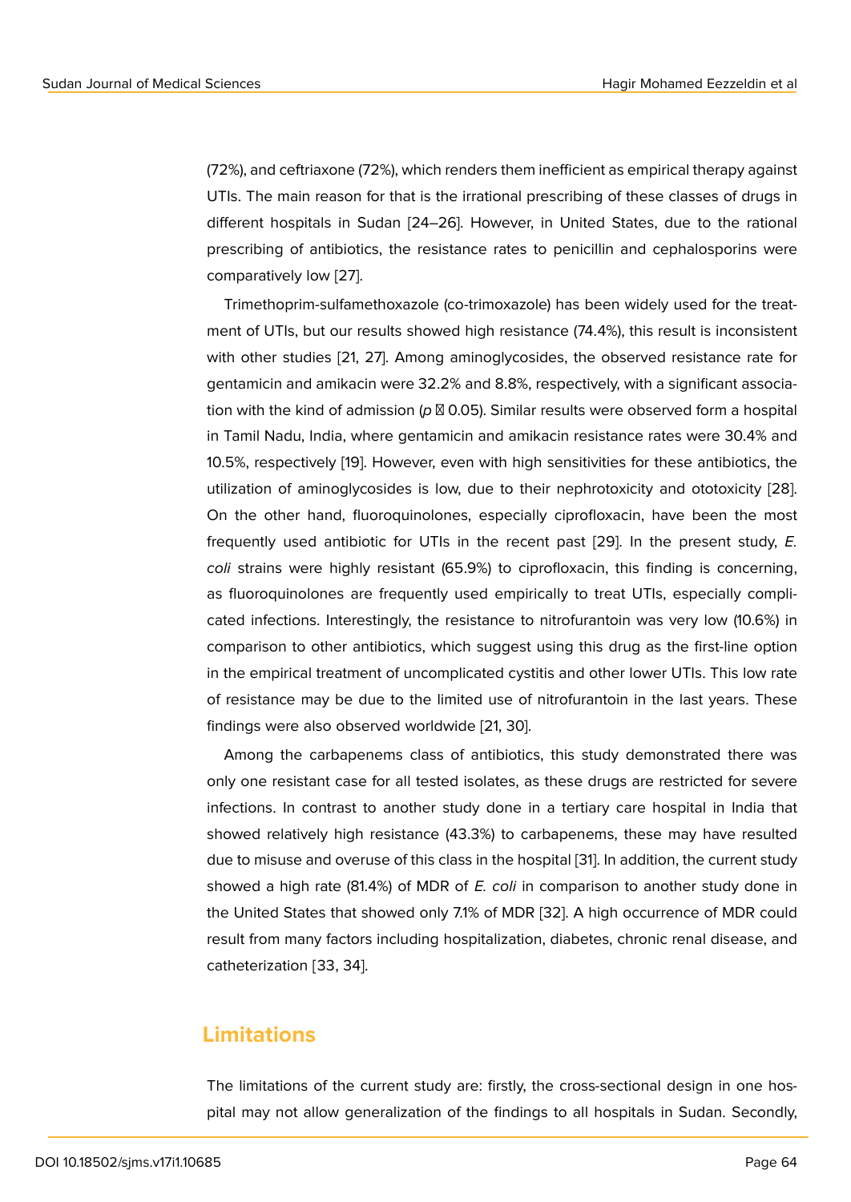(72%), and ceftriaxone (72%), which renders them inefficient as empirical therapy against UTIs. The main reason for that is the irrational prescribing of these classes of drugs in different hospitals in Sudan [24–26]. However, in United States, due to the rational prescribing of antibiotics, the resistance rates to penicillin and cephalosporins were comparatively low [27].

Trimethoprim-sulfamethoxazole (co-trimoxazole) has been widely used for the treatment of UTIs, but our results showed high resistance (74.4%), this result is inconsistent with other studies [21, 27]. Among aminoglycosides, the observed resistance rate for gentamicin and amikacin were 32.2% and 8.8%, respectively, with a significant association with the kind of admission ($p$ ≤ 0.05). Similar results were observed form a hospital in Tamil Nadu, India, where gentamicin and amikacin resistance rates were 30.4% and 10.5%, respectively [19]. However, even with high sensitivities for these antibiotics, the utilization of aminoglycosides is low, due to their nephrotoxicity and ototoxicity [28]. On the other hand, fluoroquinolones, especially ciprofloxacin, have been the most frequently used antibiotic for UTIs in the recent past [29]. In the present study, *E. coli* strains were highly resistant (65.9%) to ciprofloxacin, this finding is concerning, as fluoroquinolones are frequently used empirically to treat UTIs, especially complicated infections. Interestingly, the resistance to nitrofurantoin was very low (10.6%) in comparison to other antibiotics, which suggest using this drug as the first-line option in the empirical treatment of uncomplicated cystitis and other lower UTIs. This low rate of resistance may be due to the limited use of nitrofurantoin in the last years. These findings were also observed worldwide [21, 30].

Among the carbapenems class of antibiotics, this study demonstrated there was only one resistant case for all tested isolates, as these drugs are restricted for severe infections. In contrast to another study done in a tertiary care hospital in India that showed relatively high resistance (43.3%) to carbapenems, these may have resulted due to misuse and overuse of this class in the hospital [31]. In addition, the current study showed a high rate (81.4%) of MDR of *E. coli* in comparison to another study done in the United States that showed only 7.1% of MDR [32]. A high occurrence of MDR could result from many factors including hospitalization, diabetes, chronic renal disease, and catheterization [33, 34].

## Limitations

The limitations of the current study are: firstly, the cross-sectional design in one hospital may not allow generalization of the findings to all hospitals in Sudan. Secondly,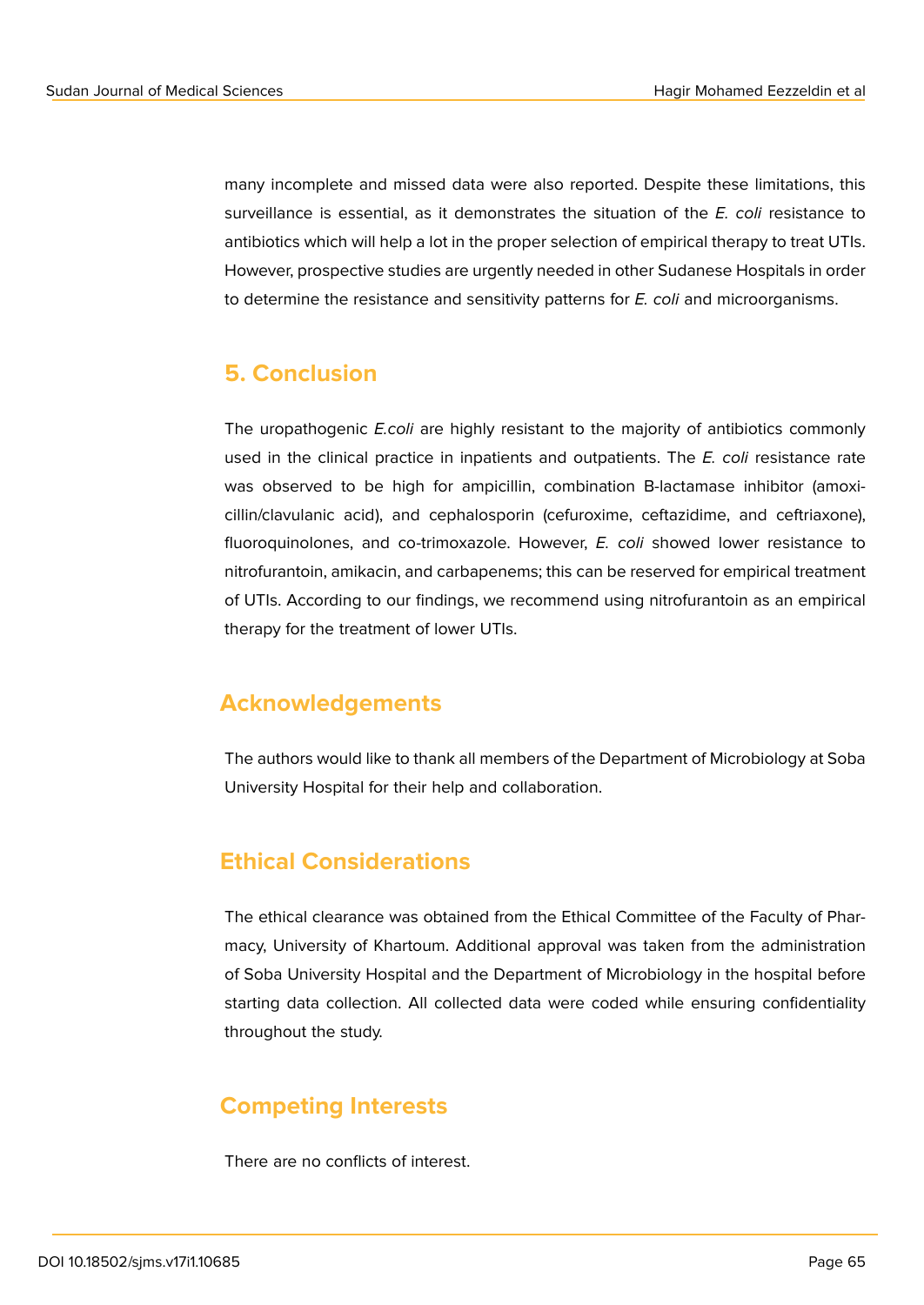many incomplete and missed data were also reported. Despite these limitations, this surveillance is essential, as it demonstrates the situation of the *E. coli* resistance to antibiotics which will help a lot in the proper selection of empirical therapy to treat UTIs. However, prospective studies are urgently needed in other Sudanese Hospitals in order to determine the resistance and sensitivity patterns for *E. coli* and microorganisms.

## 5. Conclusion

The uropathogenic *E.coli* are highly resistant to the majority of antibiotics commonly used in the clinical practice in inpatients and outpatients. The *E. coli* resistance rate was observed to be high for ampicillin, combination B-lactamase inhibitor (amoxicillin/clavulanic acid), and cephalosporin (cefuroxime, ceftazidime, and ceftriaxone), fluoroquinolones, and co-trimoxazole. However, *E. coli* showed lower resistance to nitrofurantoin, amikacin, and carbapenems; this can be reserved for empirical treatment of UTIs. According to our findings, we recommend using nitrofurantoin as an empirical therapy for the treatment of lower UTIs.

## Acknowledgements

The authors would like to thank all members of the Department of Microbiology at Soba University Hospital for their help and collaboration.

## Ethical Considerations

The ethical clearance was obtained from the Ethical Committee of the Faculty of Pharmacy, University of Khartoum. Additional approval was taken from the administration of Soba University Hospital and the Department of Microbiology in the hospital before starting data collection. All collected data were coded while ensuring confidentiality throughout the study.

## Competing Interests

There are no conflicts of interest.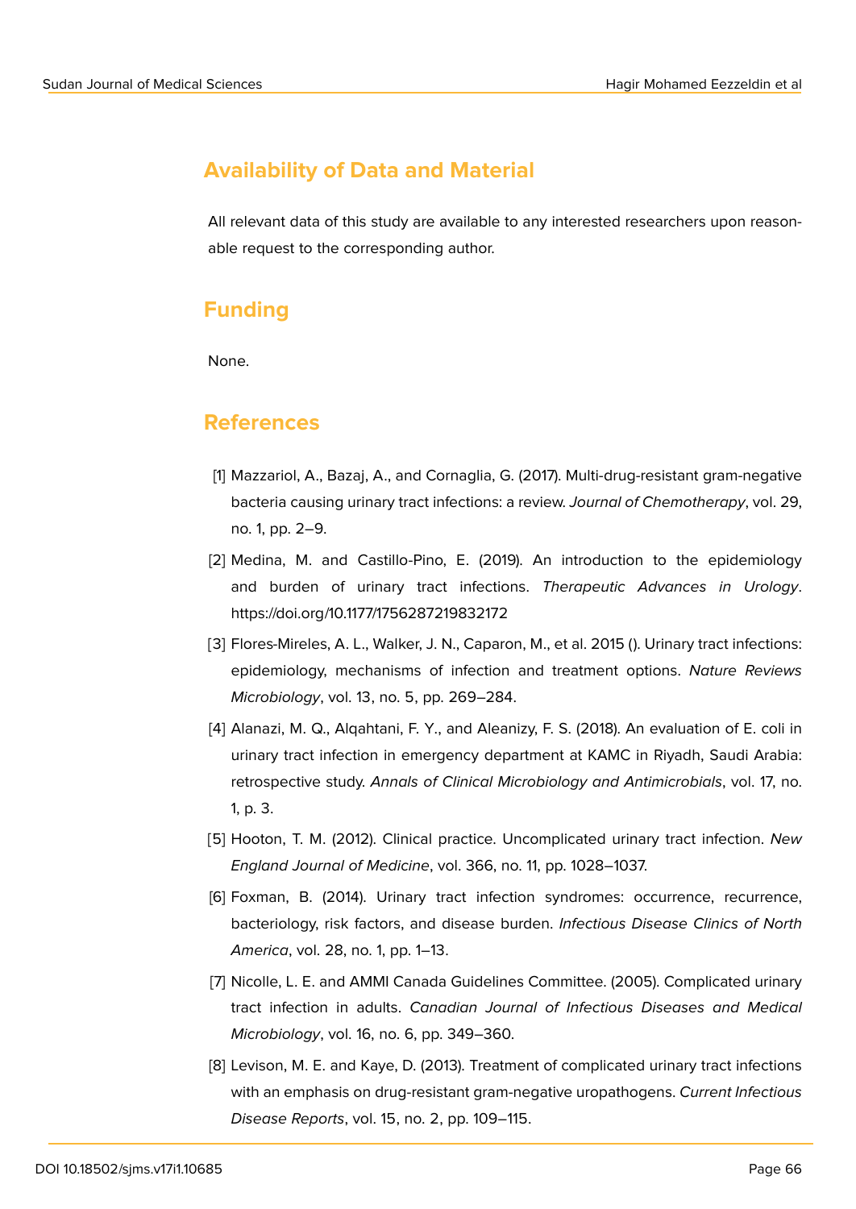## Availability of Data and Material

All relevant data of this study are available to any interested researchers upon reasonable request to the corresponding author.

## Funding

None.

## References

[1] Mazzariol, A., Bazaj, A., and Cornaglia, G. (2017). Multi-drug-resistant gram-negative bacteria causing urinary tract infections: a review. *Journal of Chemotherapy*, vol. 29, no. 1, pp. 2–9.

[2] Medina, M. and Castillo-Pino, E. (2019). An introduction to the epidemiology and burden of urinary tract infections. *Therapeutic Advances in Urology*. https://doi.org/10.1177/1756287219832172

[3] Flores-Mireles, A. L., Walker, J. N., Caparon, M., et al. 2015 (). Urinary tract infections: epidemiology, mechanisms of infection and treatment options. *Nature Reviews Microbiology*, vol. 13, no. 5, pp. 269–284.

[4] Alanazi, M. Q., Alqahtani, F. Y., and Aleanizy, F. S. (2018). An evaluation of E. coli in urinary tract infection in emergency department at KAMC in Riyadh, Saudi Arabia: retrospective study. *Annals of Clinical Microbiology and Antimicrobials*, vol. 17, no. 1, p. 3.

[5] Hooton, T. M. (2012). Clinical practice. Uncomplicated urinary tract infection. *New England Journal of Medicine*, vol. 366, no. 11, pp. 1028–1037.

[6] Foxman, B. (2014). Urinary tract infection syndromes: occurrence, recurrence, bacteriology, risk factors, and disease burden. *Infectious Disease Clinics of North America*, vol. 28, no. 1, pp. 1–13.

[7] Nicolle, L. E. and AMMI Canada Guidelines Committee. (2005). Complicated urinary tract infection in adults. *Canadian Journal of Infectious Diseases and Medical Microbiology*, vol. 16, no. 6, pp. 349–360.

[8] Levison, M. E. and Kaye, D. (2013). Treatment of complicated urinary tract infections with an emphasis on drug-resistant gram-negative uropathogens. *Current Infectious Disease Reports*, vol. 15, no. 2, pp. 109–115.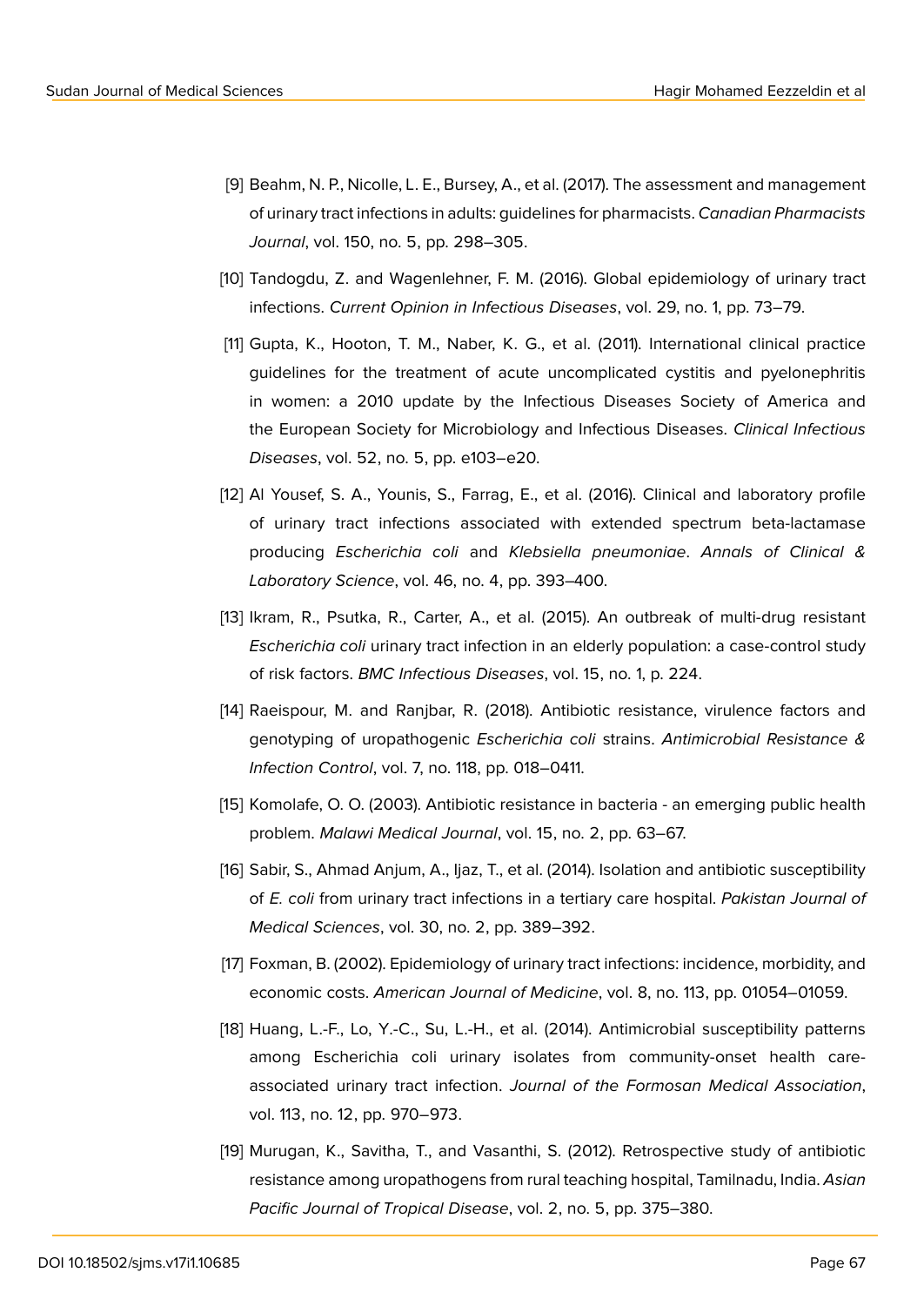[9] Beahm, N. P., Nicolle, L. E., Bursey, A., et al. (2017). The assessment and management of urinary tract infections in adults: guidelines for pharmacists. *Canadian Pharmacists Journal*, vol. 150, no. 5, pp. 298–305.

[10] Tandogdu, Z. and Wagenlehner, F. M. (2016). Global epidemiology of urinary tract infections. *Current Opinion in Infectious Diseases*, vol. 29, no. 1, pp. 73–79.

[11] Gupta, K., Hooton, T. M., Naber, K. G., et al. (2011). International clinical practice guidelines for the treatment of acute uncomplicated cystitis and pyelonephritis in women: a 2010 update by the Infectious Diseases Society of America and the European Society for Microbiology and Infectious Diseases. *Clinical Infectious Diseases*, vol. 52, no. 5, pp. e103–e20.

[12] Al Yousef, S. A., Younis, S., Farrag, E., et al. (2016). Clinical and laboratory profile of urinary tract infections associated with extended spectrum beta-lactamase producing *Escherichia coli* and *Klebsiella pneumoniae*. *Annals of Clinical & Laboratory Science*, vol. 46, no. 4, pp. 393–400.

[13] Ikram, R., Psutka, R., Carter, A., et al. (2015). An outbreak of multi-drug resistant *Escherichia coli* urinary tract infection in an elderly population: a case-control study of risk factors. *BMC Infectious Diseases*, vol. 15, no. 1, p. 224.

[14] Raeispour, M. and Ranjbar, R. (2018). Antibiotic resistance, virulence factors and genotyping of uropathogenic *Escherichia coli* strains. *Antimicrobial Resistance & Infection Control*, vol. 7, no. 118, pp. 018–0411.

[15] Komolafe, O. O. (2003). Antibiotic resistance in bacteria - an emerging public health problem. *Malawi Medical Journal*, vol. 15, no. 2, pp. 63–67.

[16] Sabir, S., Ahmad Anjum, A., Ijaz, T., et al. (2014). Isolation and antibiotic susceptibility of *E. coli* from urinary tract infections in a tertiary care hospital. *Pakistan Journal of Medical Sciences*, vol. 30, no. 2, pp. 389–392.

[17] Foxman, B. (2002). Epidemiology of urinary tract infections: incidence, morbidity, and economic costs. *American Journal of Medicine*, vol. 8, no. 113, pp. 01054–01059.

[18] Huang, L.-F., Lo, Y.-C., Su, L.-H., et al. (2014). Antimicrobial susceptibility patterns among Escherichia coli urinary isolates from community-onset health care-associated urinary tract infection. *Journal of the Formosan Medical Association*, vol. 113, no. 12, pp. 970–973.

[19] Murugan, K., Savitha, T., and Vasanthi, S. (2012). Retrospective study of antibiotic resistance among uropathogens from rural teaching hospital, Tamilnadu, India. *Asian Pacific Journal of Tropical Disease*, vol. 2, no. 5, pp. 375–380.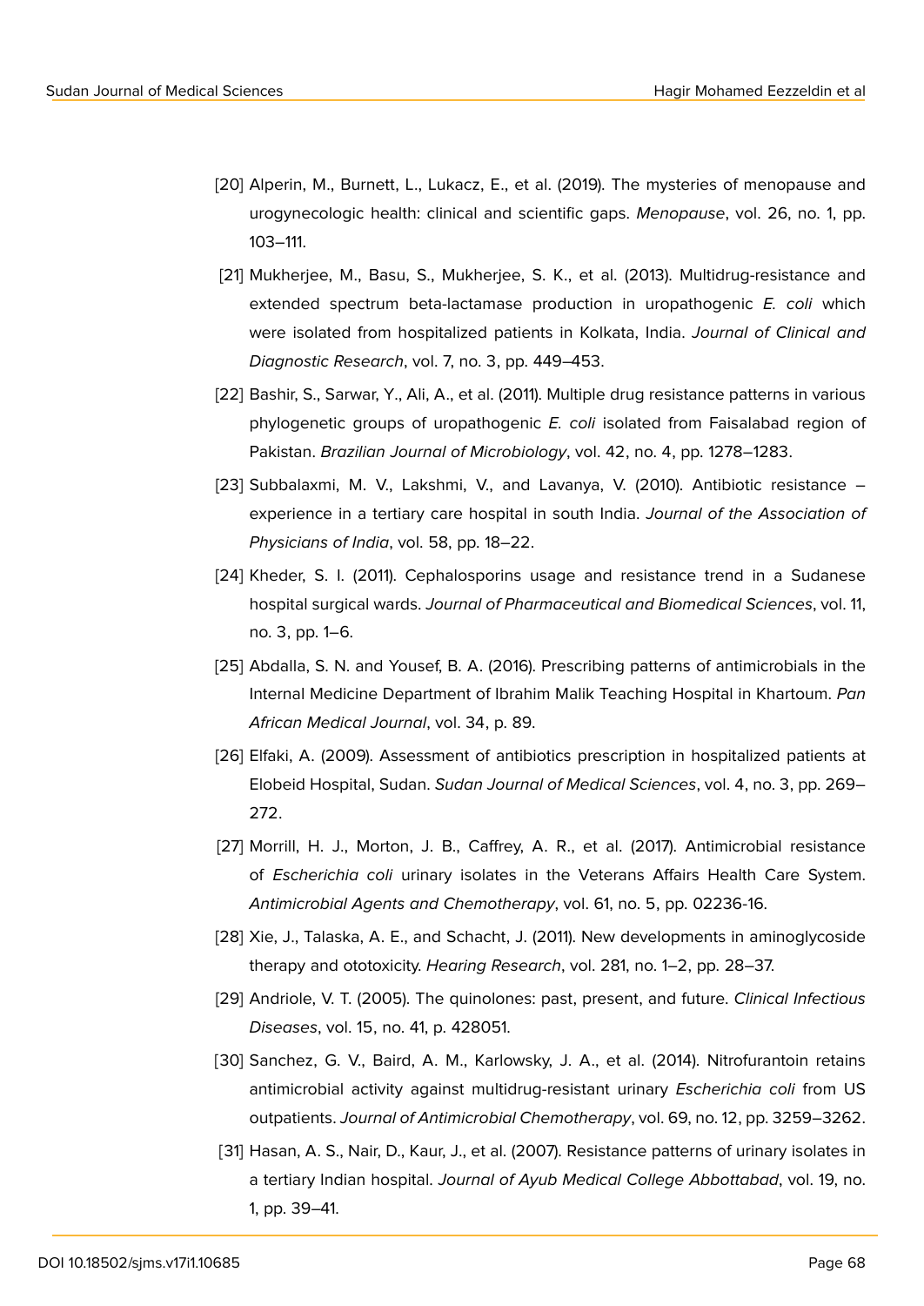[20] Alperin, M., Burnett, L., Lukacz, E., et al. (2019). The mysteries of menopause and urogynecologic health: clinical and scientific gaps. *Menopause*, vol. 26, no. 1, pp. 103–111.

[21] Mukherjee, M., Basu, S., Mukherjee, S. K., et al. (2013). Multidrug-resistance and extended spectrum beta-lactamase production in uropathogenic *E. coli* which were isolated from hospitalized patients in Kolkata, India. *Journal of Clinical and Diagnostic Research*, vol. 7, no. 3, pp. 449–453.

[22] Bashir, S., Sarwar, Y., Ali, A., et al. (2011). Multiple drug resistance patterns in various phylogenetic groups of uropathogenic *E. coli* isolated from Faisalabad region of Pakistan. *Brazilian Journal of Microbiology*, vol. 42, no. 4, pp. 1278–1283.

[23] Subbalaxmi, M. V., Lakshmi, V., and Lavanya, V. (2010). Antibiotic resistance – experience in a tertiary care hospital in south India. *Journal of the Association of Physicians of India*, vol. 58, pp. 18–22.

[24] Kheder, S. I. (2011). Cephalosporins usage and resistance trend in a Sudanese hospital surgical wards. *Journal of Pharmaceutical and Biomedical Sciences*, vol. 11, no. 3, pp. 1–6.

[25] Abdalla, S. N. and Yousef, B. A. (2016). Prescribing patterns of antimicrobials in the Internal Medicine Department of Ibrahim Malik Teaching Hospital in Khartoum. *Pan African Medical Journal*, vol. 34, p. 89.

[26] Elfaki, A. (2009). Assessment of antibiotics prescription in hospitalized patients at Elobeid Hospital, Sudan. *Sudan Journal of Medical Sciences*, vol. 4, no. 3, pp. 269–272.

[27] Morrill, H. J., Morton, J. B., Caffrey, A. R., et al. (2017). Antimicrobial resistance of *Escherichia coli* urinary isolates in the Veterans Affairs Health Care System. *Antimicrobial Agents and Chemotherapy*, vol. 61, no. 5, pp. 02236-16.

[28] Xie, J., Talaska, A. E., and Schacht, J. (2011). New developments in aminoglycoside therapy and ototoxicity. *Hearing Research*, vol. 281, no. 1–2, pp. 28–37.

[29] Andriole, V. T. (2005). The quinolones: past, present, and future. *Clinical Infectious Diseases*, vol. 15, no. 41, p. 428051.

[30] Sanchez, G. V., Baird, A. M., Karlowsky, J. A., et al. (2014). Nitrofurantoin retains antimicrobial activity against multidrug-resistant urinary *Escherichia coli* from US outpatients. *Journal of Antimicrobial Chemotherapy*, vol. 69, no. 12, pp. 3259–3262.

[31] Hasan, A. S., Nair, D., Kaur, J., et al. (2007). Resistance patterns of urinary isolates in a tertiary Indian hospital. *Journal of Ayub Medical College Abbottabad*, vol. 19, no. 1, pp. 39–41.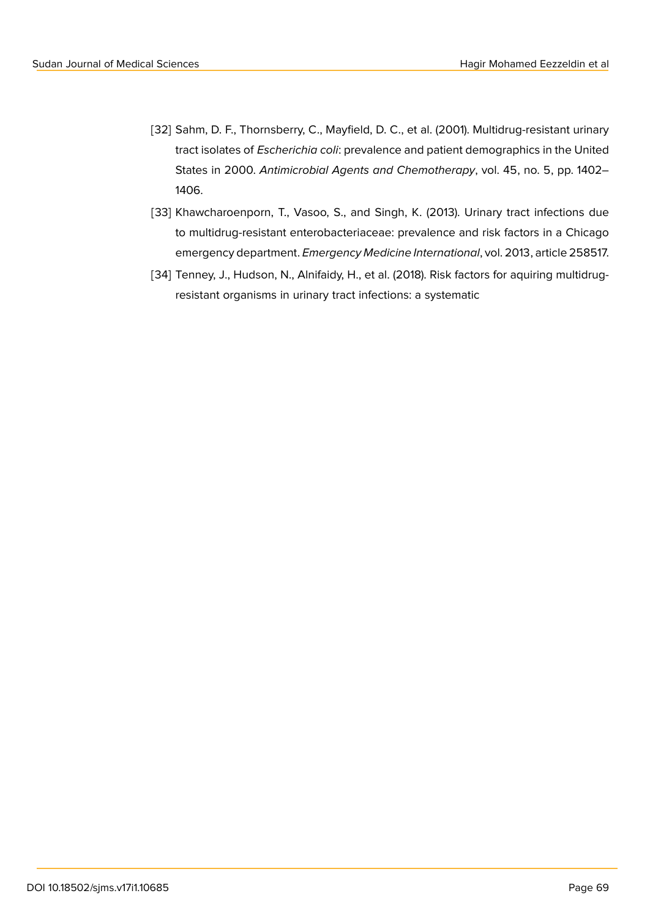[32] Sahm, D. F., Thornsberry, C., Mayfield, D. C., et al. (2001). Multidrug-resistant urinary tract isolates of *Escherichia coli*: prevalence and patient demographics in the United States in 2000. *Antimicrobial Agents and Chemotherapy*, vol. 45, no. 5, pp. 1402–1406.

[33] Khawcharoenporn, T., Vasoo, S., and Singh, K. (2013). Urinary tract infections due to multidrug-resistant enterobacteriaceae: prevalence and risk factors in a Chicago emergency department. *Emergency Medicine International*, vol. 2013, article 258517.

[34] Tenney, J., Hudson, N., Alnifaidy, H., et al. (2018). Risk factors for aquiring multidrug-resistant organisms in urinary tract infections: a systematic